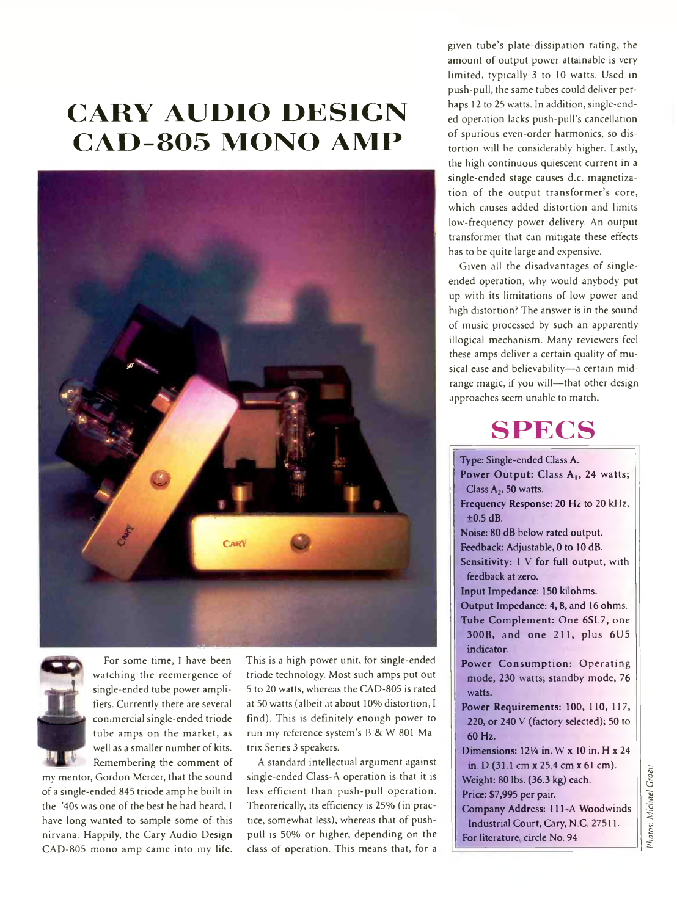# CARY AUDIO DESIGN CAD-805 MONO AMP

For some time, I have been watching the reemergence of single-ended tube power amplifiers. Currently there are several commercial single-ended triode tube amps on the market, as well as a smaller number of kits. Remembering the comment of my mentor, Gordon Mercer, that the sound of a single-ended 845 triode amp he built in the '40s was one of the best he had heard, I have long wanted to sample some of this nirvana. Happily, the Cary Audio Design CAD-805 mono amp came into my life. This is a high-power unit, for single-ended triode technology. Most such amps put out 5 to 20 watts, whereas the CAD-805 is rated at 50 watts (albeit at about 10% distortion, I find). This is definitely enough power to run my reference system's B & W 801 Matrix Series 3 speakers.

A standard intellectual argument against single-ended Class-A operation is that it is less efficient than push-pull operation. Theoretically, its efficiency is 25% (in practice, somewhat less), whereas that of push-pull is 50% or higher, depending on the class of operation. This means that, for a given tube's plate-dissipation rating, the amount of output power attainable is very limited, typically 3 to 10 watts. Used in push-pull, the same tubes could deliver perhaps 12 to 25 watts. In addition, single-ended operation lacks push-pull's cancellation of spurious even-order harmonics, so distortion will be considerably higher. Lastly, the high continuous quiescent current in a single-ended stage causes d.c. magnetization of the output transformer's core, which causes added distortion and limits low-frequency power delivery. An output transformer that can mitigate these effects has to be quite large and expensive.

Given all the disadvantages of single-ended operation, why would anybody put up with its limitations of low power and high distortion? The answer is in the sound of music processed by such an apparently illogical mechanism. Many reviewers feel these amps deliver a certain quality of musical ease and believability—a certain midrange magic, if you will—that other design approaches seem unable to match.

## SPECS

**Type:** Single-ended Class A.

**Power Output:** Class $A_1$, 24 watts; Class $A_2$, 50 watts.

**Frequency Response:** 20 Hz to 20 kHz, ±0.5 dB.

**Noise:** 80 dB below rated output.

**Feedback:** Adjustable, 0 to 10 dB.

**Sensitivity:** 1 V for full output, with feedback at zero.

**Input Impedance:** 150 kilohms.

**Output Impedance:** 4, 8, and 16 ohms.

**Tube Complement:** One 6SL7, one 300B, and one 211, plus 6U5 indicator.

**Power Consumption:** Operating mode, 230 watts; standby mode, 76 watts.

**Power Requirements:** 100, 110, 117, 220, or 240 V (factory selected); 50 to 60 Hz.

**Dimensions:** 12¼ in. W x 10 in. H x 24 in. D (31.1 cm x 25.4 cm x 61 cm).

**Weight:** 80 lbs. (36.3 kg) each.

**Price:** $7,995 per pair.

**Company Address:** 111-A Woodwinds Industrial Court, Cary, N.C. 27511.

For literature, circle No. 94

*Photos: Michael Groen*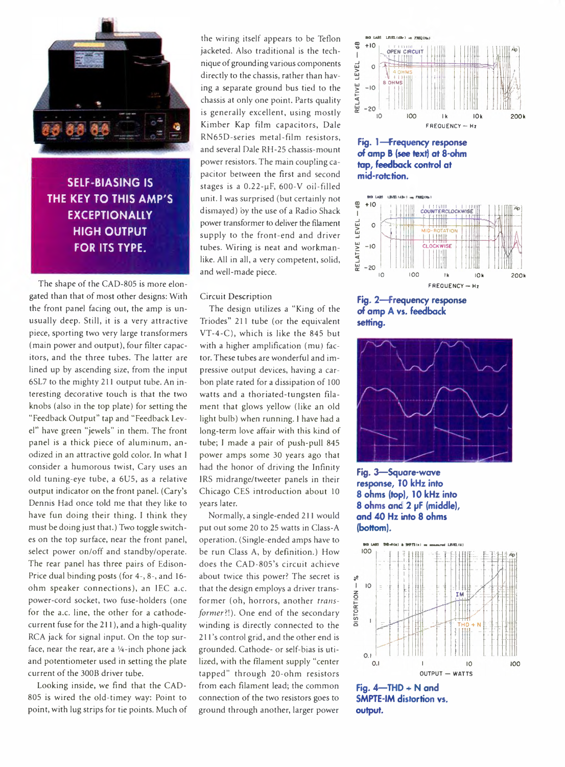**SELF-BIASING IS THE KEY TO THIS AMP'S EXCEPTIONALLY HIGH OUTPUT FOR ITS TYPE.**

The shape of the CAD-805 is more elongated than that of most other designs: With the front panel facing out, the amp is unusually deep. Still, it is a very attractive piece, sporting two very large transformers (main power and output), four filter capacitors, and the three tubes. The latter are lined up by ascending size, from the input 6SL7 to the mighty 211 output tube. An interesting decorative touch is that the two knobs (also in the top plate) for setting the "Feedback Output" tap and "Feedback Level" have green "jewels" in them. The front panel is a thick piece of aluminum, anodized in an attractive gold color. In what I consider a humorous twist, Cary uses an old tuning-eye tube, a 6U5, as a relative output indicator on the front panel. (Cary's Dennis Had once told me that they like to have fun doing their thing. I think they must be doing just that.) Two toggle switches on the top surface, near the front panel, select power on/off and standby/operate. The rear panel has three pairs of Edison-Price dual binding posts (for 4-, 8-, and 16-ohm speaker connections), an IEC a.c. power-cord socket, two fuse-holders (one for the a.c. line, the other for a cathode-current fuse for the 211), and a high-quality RCA jack for signal input. On the top surface, near the rear, are a ¼-inch phone jack and potentiometer used in setting the plate current of the 300B driver tube.

Looking inside, we find that the CAD-805 is wired the old-timey way: Point to point, with lug strips for tie points. Much of the wiring itself appears to be Teflon jacketed. Also traditional is the technique of grounding various components directly to the chassis, rather than having a separate ground bus tied to the chassis at only one point. Parts quality is generally excellent, using mostly Kimber Kap film capacitors, Dale RN65D-series metal-film resistors, and several Dale RH-25 chassis-mount power resistors. The main coupling capacitor between the first and second stages is a 0.22-µF, 600-V oil-filled unit. I was surprised (but certainly not dismayed) by the use of a Radio Shack power transformer to deliver the filament supply to the front-end and driver tubes. Wiring is neat and workmanlike. All in all, a very competent, solid, and well-made piece.

## Circuit Description

The design utilizes a "King of the Triodes" 211 tube (or the equivalent VT-4-C), which is like the 845 but with a higher amplification (mu) factor. These tubes are wonderful and impressive output devices, having a carbon plate rated for a dissipation of 100 watts and a thoriated-tungsten filament that glows yellow (like an old light bulb) when running. I have had a long-term love affair with this kind of tube; I made a pair of push-pull 845 power amps some 30 years ago that had the honor of driving the Infinity IRS midrange/tweeter panels in their Chicago CES introduction about 10 years later.

Normally, a single-ended 211 would put out some 20 to 25 watts in Class-A operation. (Single-ended amps have to be run Class A, by definition.) How does the CAD-805's circuit achieve about twice this power? The secret is that the design employs a driver transformer (oh, horrors, another *transformer*?!). One end of the secondary winding is directly connected to the 211's control grid, and the other end is grounded. Cathode- or self-bias is utilized, with the filament supply "center tapped" through 20-ohm resistors from each filament lead; the common connection of the two resistors goes to ground through another, larger power

RELATIVE LEVEL — dB
+10
0
−10
−20
10 100 1k 10k 200k
FREQUENCY — Hz
OPEN CIRCUIT
4 OHMS
8 OHMS

**Fig. 1—Frequency response of amp B (see text) at 8-ohm tap, feedback control at mid-rotation.**

RELATIVE LEVEL — dB
+10
0
−10
−20
10 100 1k 10k 200k
FREQUENCY — Hz
COUNTERCLOCKWISE
MID-ROTATION
CLOCKWISE

**Fig. 2—Frequency response of amp A vs. feedback setting.**

**Fig. 3—Square-wave response, 10 kHz into 8 ohms (top), 10 kHz into 8 ohms and 2 µF (middle), and 40 Hz into 8 ohms (bottom).**

DISTORTION — %
100
10
1
0.1
0.1 1 10 100
OUTPUT — WATTS
IM
THD + N

**Fig. 4—THD + N and SMPTE-IM distortion vs. output.**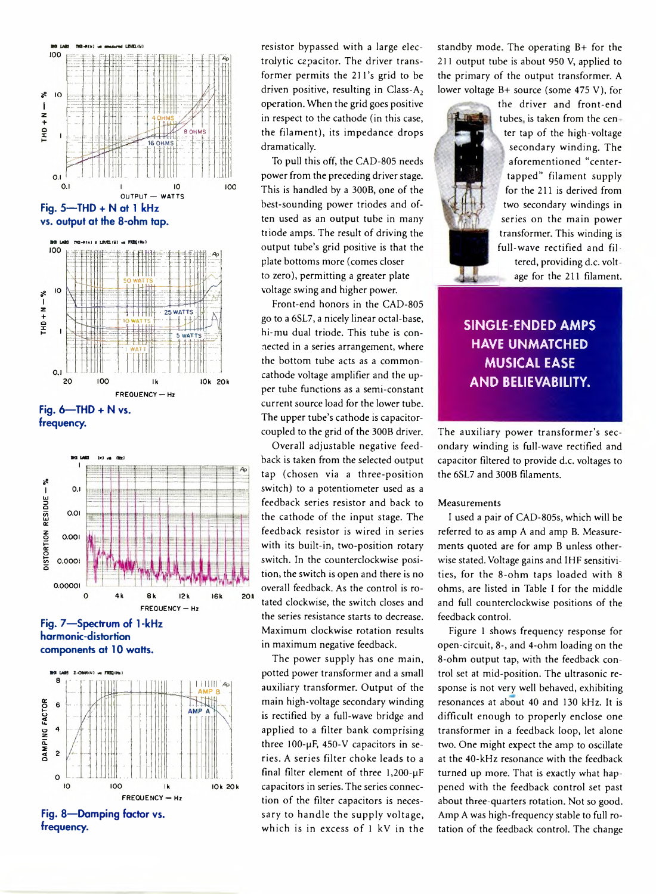AUDIO PRECISION THD+N(%) vs measured LEVEL(W)

100

10

THD + N — %

1

0.1

0.1 1 10 100

OUTPUT — WATTS

4 OHMS

8 OHMS

16 OHMS

Ap

**Fig. 5—THD + N at 1 kHz vs. output at the 8-ohm tap.**

AUDIO PRECISION THD+N(%) & LEVEL(W) vs FREQ(Hz)

100

10

THD + N — %

1

0.1

20 100 1k 10k 20k

FREQUENCY — Hz

50 WATTS

25 WATTS

10 WATTS

5 WATTS

1 WATT

Ap

**Fig. 6—THD + N vs. frequency.**

AUDIO PRECISION (%) vs (Hz)

1

0.1

0.01

0.001

0.0001

0.00001

DISTORTION RESIDUE — %

0 4k 8k 12k 16k 20k

FREQUENCY — Hz

Ap

**Fig. 7—Spectrum of 1-kHz harmonic-distortion components at 10 watts.**

AUDIO PRECISION Z-OHM(U) vs FREQ(Hz)

8

6

4

2

0

DAMPING FACTOR

10 100 1k 10k 20k

FREQUENCY — Hz

AMP B

AMP A

Ap

**Fig. 8—Damping factor vs. frequency.**

resistor bypassed with a large electrolytic capacitor. The driver transformer permits the 211's grid to be driven positive, resulting in Class-$A_2$ operation. When the grid goes positive in respect to the cathode (in this case, the filament), its impedance drops dramatically.

To pull this off, the CAD-805 needs power from the preceding driver stage. This is handled by a 300B, one of the best-sounding power triodes and often used as an output tube in many triode amps. The result of driving the output tube's grid positive is that the plate bottoms more (comes closer to zero), permitting a greater plate voltage swing and higher power.

Front-end honors in the CAD-805 go to a 6SL7, a nicely linear octal-base, hi-mu dual triode. This tube is connected in a series arrangement, where the bottom tube acts as a common-cathode voltage amplifier and the upper tube functions as a semi-constant current source load for the lower tube. The upper tube's cathode is capacitor-coupled to the grid of the 300B driver.

Overall adjustable negative feedback is taken from the selected output tap (chosen via a three-position switch) to a potentiometer used as a feedback series resistor and back to the cathode of the input stage. The feedback resistor is wired in series with its built-in, two-position rotary switch. In the counterclockwise position, the switch is open and there is no overall feedback. As the control is rotated clockwise, the switch closes and the series resistance starts to decrease. Maximum clockwise rotation results in maximum negative feedback.

The power supply has one main, potted power transformer and a small auxiliary transformer. Output of the main high-voltage secondary winding is rectified by a full-wave bridge and applied to a filter bank comprising three 100-µF, 450-V capacitors in series. A series filter choke leads to a final filter element of three 1,200-µF capacitors in series. The series connection of the filter capacitors is necessary to handle the supply voltage, which is in excess of 1 kV in the standby mode. The operating B+ for the 211 output tube is about 950 V, applied to the primary of the output transformer. A lower voltage B+ source (some 475 V), for the driver and front-end tubes, is taken from the center tap of the high-voltage secondary winding. The aforementioned "center-tapped" filament supply for the 211 is derived from two secondary windings in series on the main power transformer. This winding is full-wave rectified and filtered, providing d.c. voltage for the 211 filament.

**SINGLE-ENDED AMPS HAVE UNMATCHED MUSICAL EASE AND BELIEVABILITY.**

The auxiliary power transformer's secondary winding is full-wave rectified and capacitor filtered to provide d.c. voltages to the 6SL7 and 300B filaments.

## Measurements

I used a pair of CAD-805s, which will be referred to as amp A and amp B. Measurements quoted are for amp B unless otherwise stated. Voltage gains and IHF sensitivities, for the 8-ohm taps loaded with 8 ohms, are listed in Table I for the middle and full counterclockwise positions of the feedback control.

Figure 1 shows frequency response for open-circuit, 8-, and 4-ohm loading on the 8-ohm output tap, with the feedback control set at mid-position. The ultrasonic response is not very well behaved, exhibiting resonances at about 40 and 130 kHz. It is difficult enough to properly enclose one transformer in a feedback loop, let alone two. One might expect the amp to oscillate at the 40-kHz resonance with the feedback turned up more. That is exactly what happened with the feedback control set past about three-quarters rotation. Not so good. Amp A was high-frequency stable to full rotation of the feedback control. The change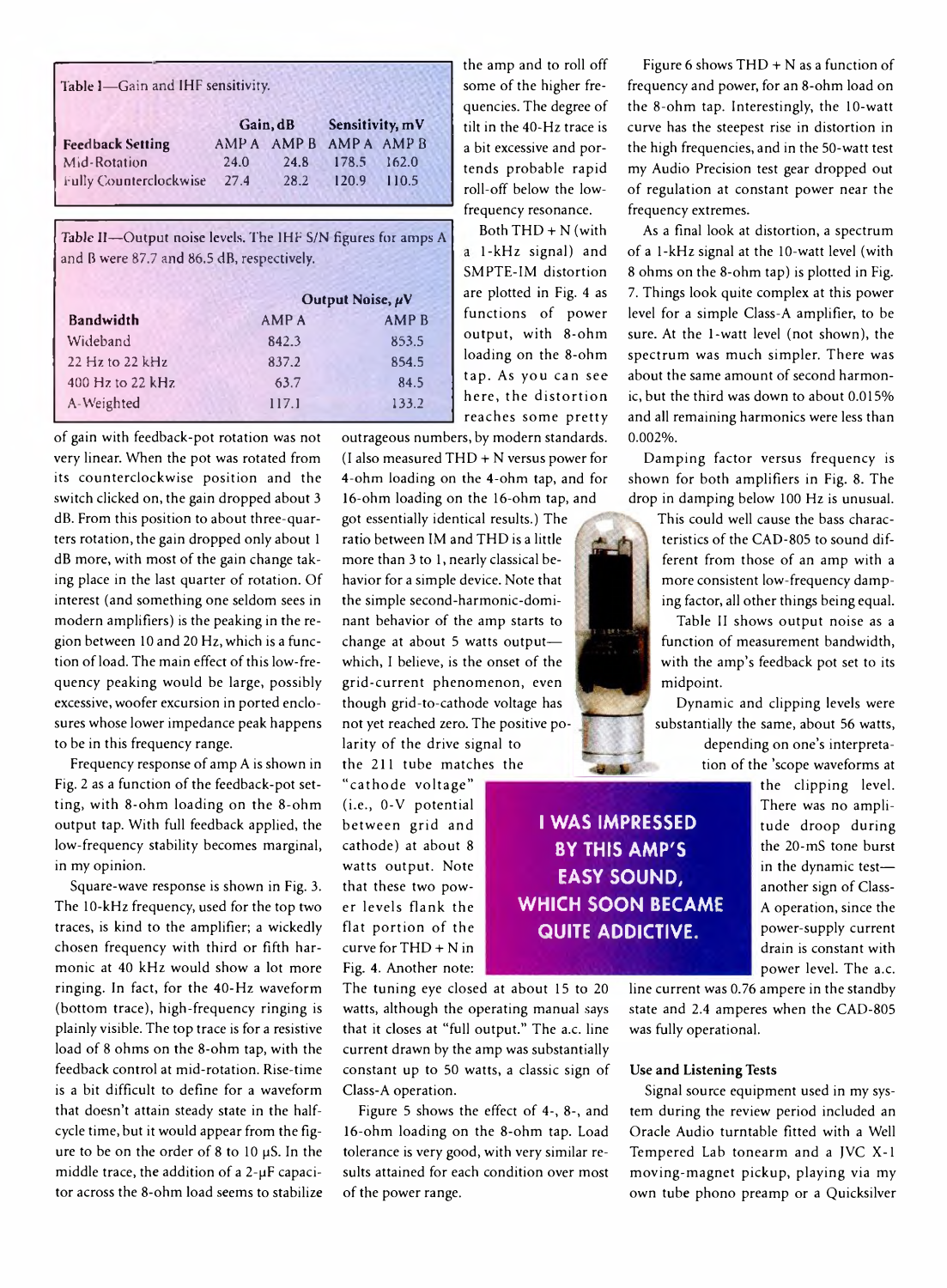Table I—Gain and IHF sensitivity.

| Feedback Setting | Gain, dB | | Sensitivity, mV | |
|---|---|---|---|---|
| | AMP A | AMP B | AMP A | AMP B |
| Mid-Rotation | 24.0 | 24.8 | 178.5 | 162.0 |
| Fully Counterclockwise | 27.4 | 28.2 | 120.9 | 110.5 |

Table II—Output noise levels. The IHF S/N figures for amps A and B were 87.7 and 86.5 dB, respectively.

| Bandwidth | Output Noise, μV | |
|---|---|---|
| | AMP A | AMP B |
| Wideband | 842.3 | 853.5 |
| 22 Hz to 22 kHz | 837.2 | 854.5 |
| 400 Hz to 22 kHz | 63.7 | 84.5 |
| A-Weighted | 117.1 | 133.2 |

of gain with feedback-pot rotation was not very linear. When the pot was rotated from its counterclockwise position and the switch clicked on, the gain dropped about 3 dB. From this position to about three-quarters rotation, the gain dropped only about 1 dB more, with most of the gain change taking place in the last quarter of rotation. Of interest (and something one seldom sees in modern amplifiers) is the peaking in the region between 10 and 20 Hz, which is a function of load. The main effect of this low-frequency peaking would be large, possibly excessive, woofer excursion in ported enclosures whose lower impedance peak happens to be in this frequency range.

Frequency response of amp A is shown in Fig. 2 as a function of the feedback-pot setting, with 8-ohm loading on the 8-ohm output tap. With full feedback applied, the low-frequency stability becomes marginal, in my opinion.

Square-wave response is shown in Fig. 3. The 10-kHz frequency, used for the top two traces, is kind to the amplifier; a wickedly chosen frequency with third or fifth harmonic at 40 kHz would show a lot more ringing. In fact, for the 40-Hz waveform (bottom trace), high-frequency ringing is plainly visible. The top trace is for a resistive load of 8 ohms on the 8-ohm tap, with the feedback control at mid-rotation. Rise-time is a bit difficult to define for a waveform that doesn't attain steady state in the half-cycle time, but it would appear from the figure to be on the order of 8 to 10 μS. In the middle trace, the addition of a 2-μF capacitor across the 8-ohm load seems to stabilize the amp and to roll off some of the higher frequencies. The degree of tilt in the 40-Hz trace is a bit excessive and portends probable rapid roll-off below the low-frequency resonance.

Both THD + N (with a 1-kHz signal) and SMPTE-IM distortion are plotted in Fig. 4 as functions of power output, with 8-ohm loading on the 8-ohm tap. As you can see here, the distortion reaches some pretty outrageous numbers, by modern standards. (I also measured THD + N versus power for 4-ohm loading on the 4-ohm tap, and for 16-ohm loading on the 16-ohm tap, and got essentially identical results.) The ratio between IM and THD is a little more than 3 to 1, nearly classical behavior for a simple device. Note that the simple second-harmonic-dominant behavior of the amp starts to change at about 5 watts output—which, I believe, is the onset of the grid-current phenomenon, even though grid-to-cathode voltage has not yet reached zero. The positive polarity of the drive signal to the 211 tube matches the "cathode voltage" (i.e., 0-V potential between grid and cathode) at about 8 watts output. Note that these two power levels flank the flat portion of the curve for THD + N in Fig. 4. Another note: The tuning eye closed at about 15 to 20 watts, although the operating manual says that it closes at "full output." The a.c. line current drawn by the amp was substantially constant up to 50 watts, a classic sign of Class-A operation.

**I WAS IMPRESSED BY THIS AMP'S EASY SOUND, WHICH SOON BECAME QUITE ADDICTIVE.**

Figure 5 shows the effect of 4-, 8-, and 16-ohm loading on the 8-ohm tap. Load tolerance is very good, with very similar results attained for each condition over most of the power range.

Figure 6 shows THD + N as a function of frequency and power, for an 8-ohm load on the 8-ohm tap. Interestingly, the 10-watt curve has the steepest rise in distortion in the high frequencies, and in the 50-watt test my Audio Precision test gear dropped out of regulation at constant power near the frequency extremes.

As a final look at distortion, a spectrum of a 1-kHz signal at the 10-watt level (with 8 ohms on the 8-ohm tap) is plotted in Fig. 7. Things look quite complex at this power level for a simple Class-A amplifier, to be sure. At the 1-watt level (not shown), the spectrum was much simpler. There was about the same amount of second harmonic, but the third was down to about 0.015% and all remaining harmonics were less than 0.002%.

Damping factor versus frequency is shown for both amplifiers in Fig. 8. The drop in damping below 100 Hz is unusual. This could well cause the bass characteristics of the CAD-805 to sound different from those of an amp with a more consistent low-frequency damping factor, all other things being equal.

Table II shows output noise as a function of measurement bandwidth, with the amp's feedback pot set to its midpoint.

Dynamic and clipping levels were substantially the same, about 56 watts, depending on one's interpretation of the 'scope waveforms at the clipping level. There was no amplitude droop during the 20-mS tone burst in the dynamic test—another sign of Class-A operation, since the power-supply current drain is constant with power level. The a.c. line current was 0.76 ampere in the standby state and 2.4 amperes when the CAD-805 was fully operational.

## Use and Listening Tests

Signal source equipment used in my system during the review period included an Oracle Audio turntable fitted with a Well Tempered Lab tonearm and a JVC X-1 moving-magnet pickup, playing via my own tube phono preamp or a Quicksilver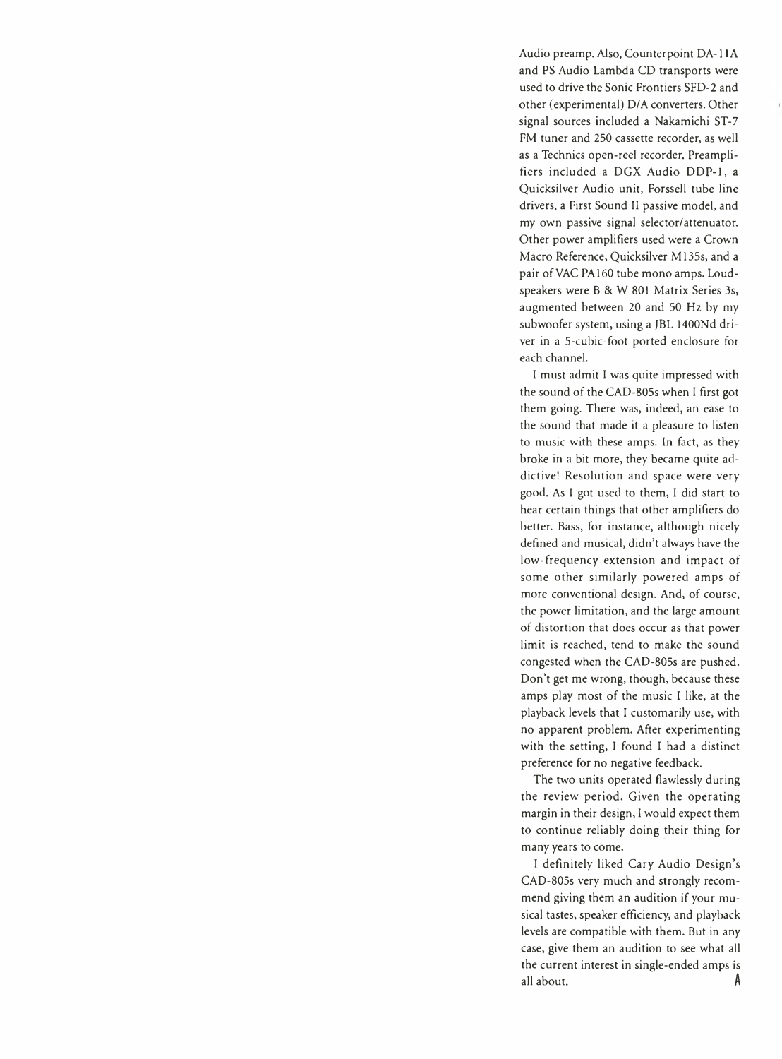Audio preamp. Also, Counterpoint DA-11A and PS Audio Lambda CD transports were used to drive the Sonic Frontiers SFD-2 and other (experimental) D/A converters. Other signal sources included a Nakamichi ST-7 FM tuner and 250 cassette recorder, as well as a Technics open-reel recorder. Preamplifiers included a DGX Audio DDP-1, a Quicksilver Audio unit, Forssell tube line drivers, a First Sound II passive model, and my own passive signal selector/attenuator. Other power amplifiers used were a Crown Macro Reference, Quicksilver M135s, and a pair of VAC PA160 tube mono amps. Loudspeakers were B & W 801 Matrix Series 3s, augmented between 20 and 50 Hz by my subwoofer system, using a JBL 1400Nd driver in a 5-cubic-foot ported enclosure for each channel.

I must admit I was quite impressed with the sound of the CAD-805s when I first got them going. There was, indeed, an ease to the sound that made it a pleasure to listen to music with these amps. In fact, as they broke in a bit more, they became quite addictive! Resolution and space were very good. As I got used to them, I did start to hear certain things that other amplifiers do better. Bass, for instance, although nicely defined and musical, didn't always have the low-frequency extension and impact of some other similarly powered amps of more conventional design. And, of course, the power limitation, and the large amount of distortion that does occur as that power limit is reached, tend to make the sound congested when the CAD-805s are pushed. Don't get me wrong, though, because these amps play most of the music I like, at the playback levels that I customarily use, with no apparent problem. After experimenting with the setting, I found I had a distinct preference for no negative feedback.

The two units operated flawlessly during the review period. Given the operating margin in their design, I would expect them to continue reliably doing their thing for many years to come.

I definitely liked Cary Audio Design's CAD-805s very much and strongly recommend giving them an audition if your musical tastes, speaker efficiency, and playback levels are compatible with them. But in any case, give them an audition to see what all the current interest in single-ended amps is all about. A